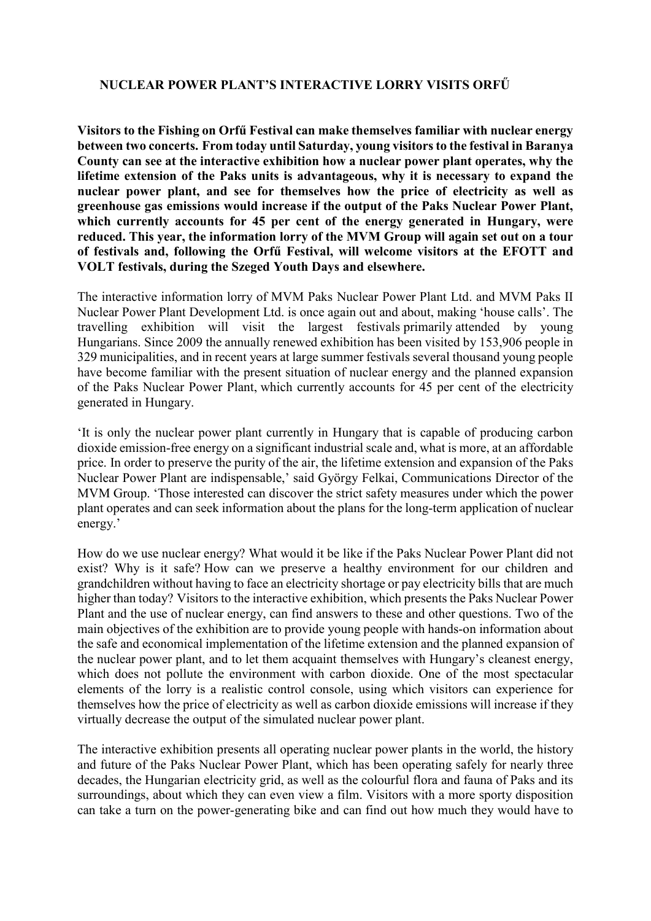# NUCLEAR POWER PLANT'S INTERACTIVE LORRY VISITS ORFŰ

**Visitors to the Fishing on Orfű Festival can make themselves familiar with nuclear energy between two concerts. From today until Saturday, young visitors to the festival in Baranya County can see at the interactive exhibition how a nuclear power plant operates, why the lifetime extension of the Paks units is advantageous, why it is necessary to expand the nuclear power plant, and see for themselves how the price of electricity as well as greenhouse gas emissions would increase if the output of the Paks Nuclear Power Plant, which currently accounts for 45 per cent of the energy generated in Hungary, were reduced. This year, the information lorry of the MVM Group will again set out on a tour of festivals and, following the Orfű Festival, will welcome visitors at the EFOTT and VOLT festivals, during the Szeged Youth Days and elsewhere.**

The interactive information lorry of MVM Paks Nuclear Power Plant Ltd. and MVM Paks II Nuclear Power Plant Development Ltd. is once again out and about, making 'house calls'. The travelling exhibition will visit the largest festivals primarily attended by young Hungarians. Since 2009 the annually renewed exhibition has been visited by 153,906 people in 329 municipalities, and in recent years at large summer festivals several thousand young people have become familiar with the present situation of nuclear energy and the planned expansion of the Paks Nuclear Power Plant, which currently accounts for 45 per cent of the electricity generated in Hungary.

'It is only the nuclear power plant currently in Hungary that is capable of producing carbon dioxide emission-free energy on a significant industrial scale and, what is more, at an affordable price. In order to preserve the purity of the air, the lifetime extension and expansion of the Paks Nuclear Power Plant are indispensable,' said György Felkai, Communications Director of the MVM Group. 'Those interested can discover the strict safety measures under which the power plant operates and can seek information about the plans for the long-term application of nuclear energy.'

How do we use nuclear energy? What would it be like if the Paks Nuclear Power Plant did not exist? Why is it safe? How can we preserve a healthy environment for our children and grandchildren without having to face an electricity shortage or pay electricity bills that are much higher than today? Visitors to the interactive exhibition, which presents the Paks Nuclear Power Plant and the use of nuclear energy, can find answers to these and other questions. Two of the main objectives of the exhibition are to provide young people with hands-on information about the safe and economical implementation of the lifetime extension and the planned expansion of the nuclear power plant, and to let them acquaint themselves with Hungary's cleanest energy, which does not pollute the environment with carbon dioxide. One of the most spectacular elements of the lorry is a realistic control console, using which visitors can experience for themselves how the price of electricity as well as carbon dioxide emissions will increase if they virtually decrease the output of the simulated nuclear power plant.

The interactive exhibition presents all operating nuclear power plants in the world, the history and future of the Paks Nuclear Power Plant, which has been operating safely for nearly three decades, the Hungarian electricity grid, as well as the colourful flora and fauna of Paks and its surroundings, about which they can even view a film. Visitors with a more sporty disposition can take a turn on the power-generating bike and can find out how much they would have to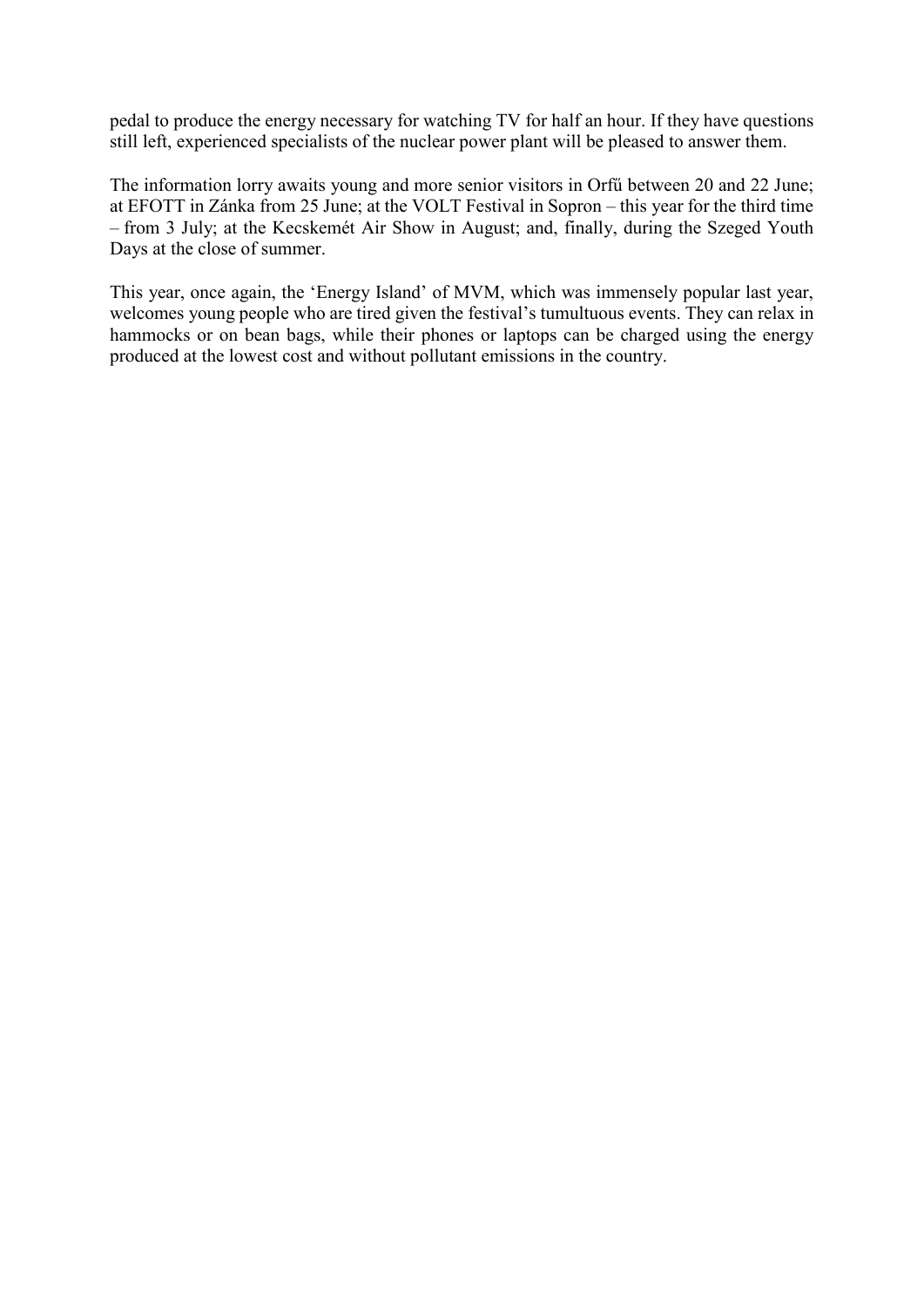pedal to produce the energy necessary for watching TV for half an hour. If they have questions still left, experienced specialists of the nuclear power plant will be pleased to answer them.

The information lorry awaits young and more senior visitors in Orfű between 20 and 22 June; at EFOTT in Zánka from 25 June; at the VOLT Festival in Sopron – this year for the third time – from 3 July; at the Kecskemét Air Show in August; and, finally, during the Szeged Youth Days at the close of summer.

This year, once again, the 'Energy Island' of MVM, which was immensely popular last year, welcomes young people who are tired given the festival's tumultuous events. They can relax in hammocks or on bean bags, while their phones or laptops can be charged using the energy produced at the lowest cost and without pollutant emissions in the country.